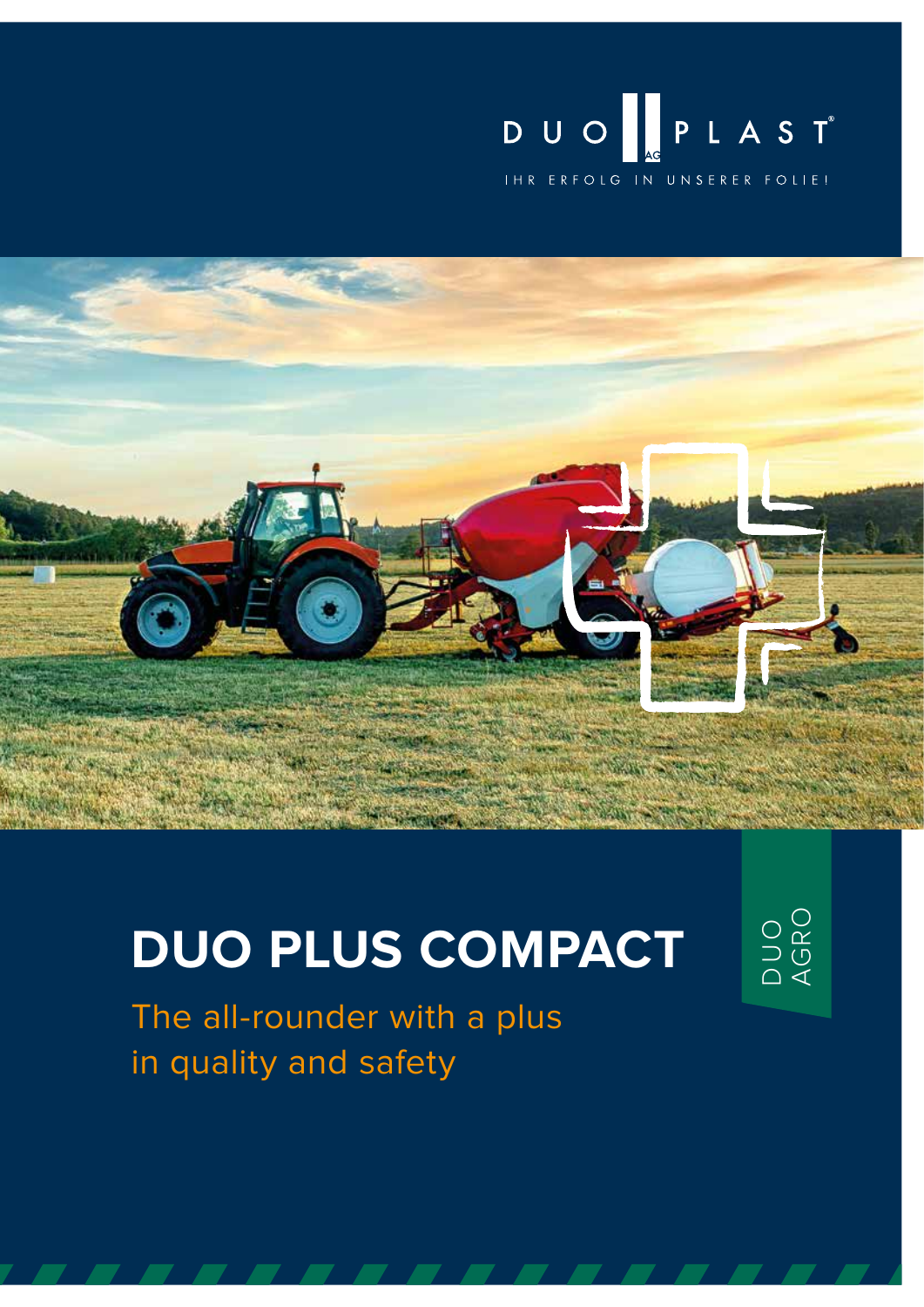DUO PLAST AG

IHR ERFOLG IN UNSERER FOLIE!

# DUO PLUS COMPACT

## The all-rounder with a plus in quality and safety

DUO AGRO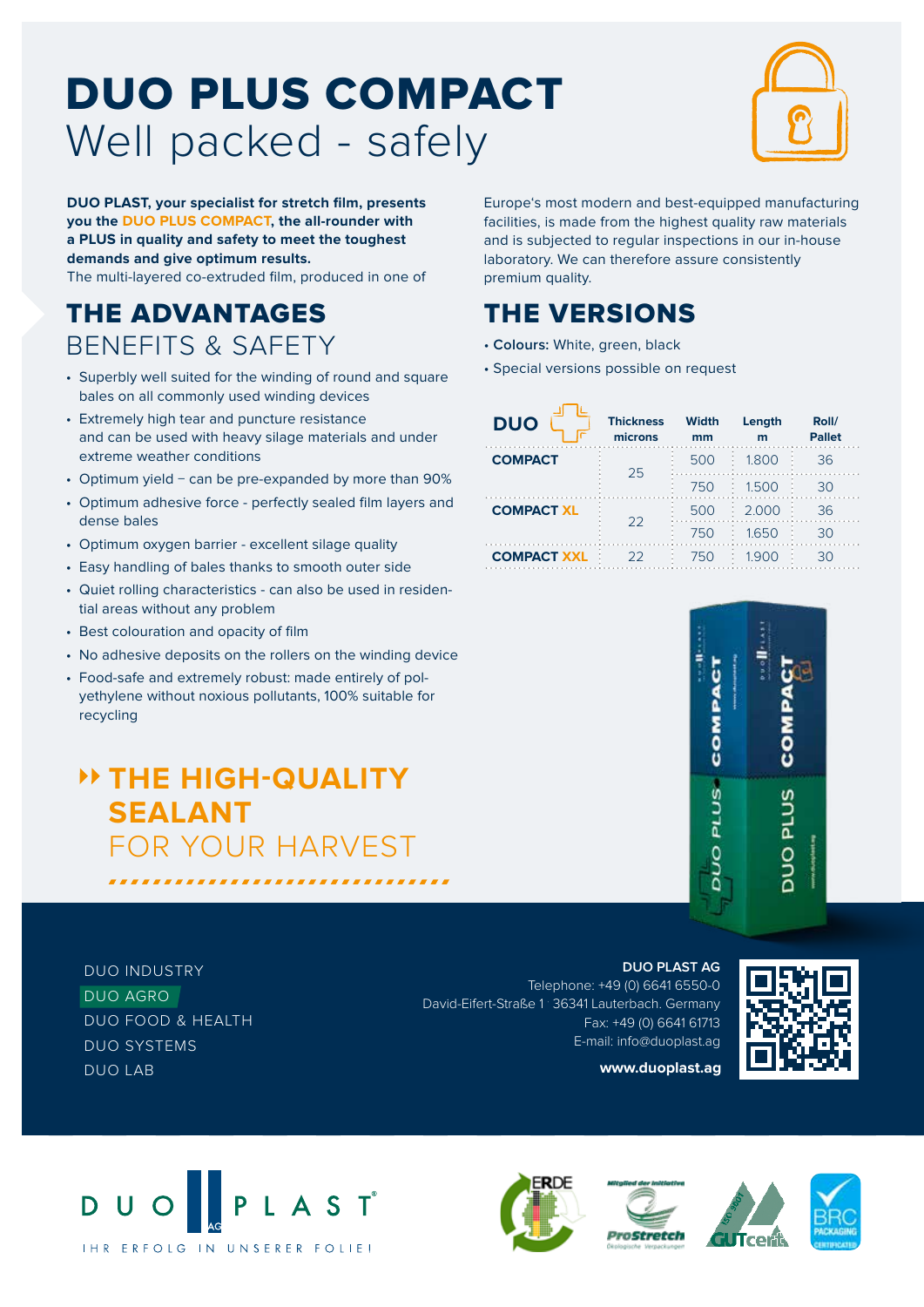# DUO PLUS COMPACT
## Well packed - safely

**DUO PLAST, your specialist for stretch film, presents you the DUO PLUS COMPACT, the all-rounder with a PLUS in quality and safety to meet the toughest demands and give optimum results.**
The multi-layered co-extruded film, produced in one of Europe's most modern and best-equipped manufacturing facilities, is made from the highest quality raw materials and is subjected to regular inspections in our in-house laboratory. We can therefore assure consistently premium quality.

## THE ADVANTAGES
### BENEFITS & SAFETY

- Superbly well suited for the winding of round and square bales on all commonly used winding devices
- Extremely high tear and puncture resistance and can be used with heavy silage materials and under extreme weather conditions
- Optimum yield – can be pre-expanded by more than 90%
- Optimum adhesive force - perfectly sealed film layers and dense bales
- Optimum oxygen barrier - excellent silage quality
- Easy handling of bales thanks to smooth outer side
- Quiet rolling characteristics - can also be used in residential areas without any problem
- Best colouration and opacity of film
- No adhesive deposits on the rollers on the winding device
- Food-safe and extremely robust: made entirely of polyethylene without noxious pollutants, 100% suitable for recycling

## THE VERSIONS

- **Colours:** White, green, black
- Special versions possible on request

| DUO | Thickness microns | Width mm | Length m | Roll/ Pallet |
|---|---|---|---|---|
| **COMPACT** | 25 | 500 | 1.800 | 36 |
| | | 750 | 1.500 | 30 |
| **COMPACT XL** | 22 | 500 | 2.000 | 36 |
| | | 750 | 1.650 | 30 |
| **COMPACT XXL** | 22 | 750 | 1.900 | 30 |

## THE HIGH-QUALITY SEALANT
### FOR YOUR HARVEST

DUO INDUSTRY
DUO AGRO
DUO FOOD & HEALTH
DUO SYSTEMS
DUO LAB

**DUO PLAST AG**
Telephone: +49 (0) 6641 6550-0
David-Eifert-Straße 1 · 36341 Lauterbach. Germany
Fax: +49 (0) 6641 61713
E-mail: info@duoplast.ag

**www.duoplast.ag**

DUO PLAST®
IHR ERFOLG IN UNSERER FOLIE!